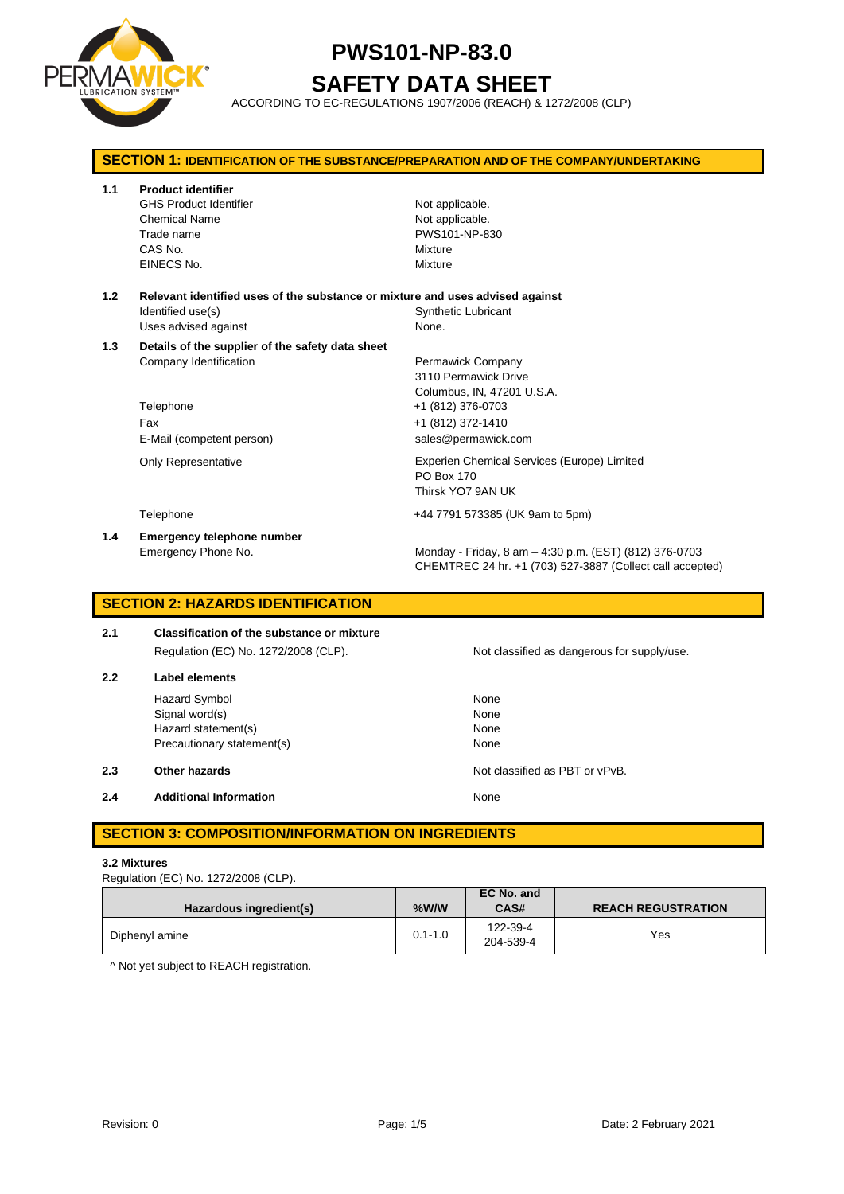# PWS101-NP-83.0

# SAFETY DATA SHEET

ACCORDING TO EC-REGULATIONS 1907/2006 (REACH) & 1272/2008 (CLP)

## SECTION 1: IDENTIFICATION OF THE SUBSTANCE/PREPARATION AND OF THE COMPANY/UNDERTAKING

**1.1 Product identifier**

| | |
|---|---|
| GHS Product Identifier | Not applicable. |
| Chemical Name | Not applicable. |
| Trade name | PWS101-NP-830 |
| CAS No. | Mixture |
| EINECS No. | Mixture |

**1.2 Relevant identified uses of the substance or mixture and uses advised against**

| | |
|---|---|
| Identified use(s) | Synthetic Lubricant |
| Uses advised against | None. |

**1.3 Details of the supplier of the safety data sheet**

| | |
|---|---|
| Company Identification | Permawick Company<br>3110 Permawick Drive<br>Columbus, IN, 47201 U.S.A. |
| Telephone | +1 (812) 376-0703 |
| Fax | +1 (812) 372-1410 |
| E-Mail (competent person) | sales@permawick.com |
| Only Representative | Experien Chemical Services (Europe) Limited<br>PO Box 170<br>Thirsk YO7 9AN UK |
| Telephone | +44 7791 573385 (UK 9am to 5pm) |

**1.4 Emergency telephone number**

| | |
|---|---|
| Emergency Phone No. | Monday - Friday, 8 am – 4:30 p.m. (EST) (812) 376-0703<br>CHEMTREC 24 hr. +1 (703) 527-3887 (Collect call accepted) |

## SECTION 2: HAZARDS IDENTIFICATION

**2.1 Classification of the substance or mixture**

| | |
|---|---|
| Regulation (EC) No. 1272/2008 (CLP). | Not classified as dangerous for supply/use. |

**2.2 Label elements**

| | |
|---|---|
| Hazard Symbol | None |
| Signal word(s) | None |
| Hazard statement(s) | None |
| Precautionary statement(s) | None |

**2.3 Other hazards** — Not classified as PBT or vPvB.

**2.4 Additional Information** — None

## SECTION 3: COMPOSITION/INFORMATION ON INGREDIENTS

**3.2 Mixtures**

Regulation (EC) No. 1272/2008 (CLP).

| Hazardous ingredient(s) | %W/W | EC No. and CAS# | REACH REGUSTRATION |
|---|---|---|---|
| Diphenyl amine | 0.1-1.0 | 122-39-4<br>204-539-4 | Yes |

^ Not yet subject to REACH registration.

Revision: 0

Date: 2 February 2021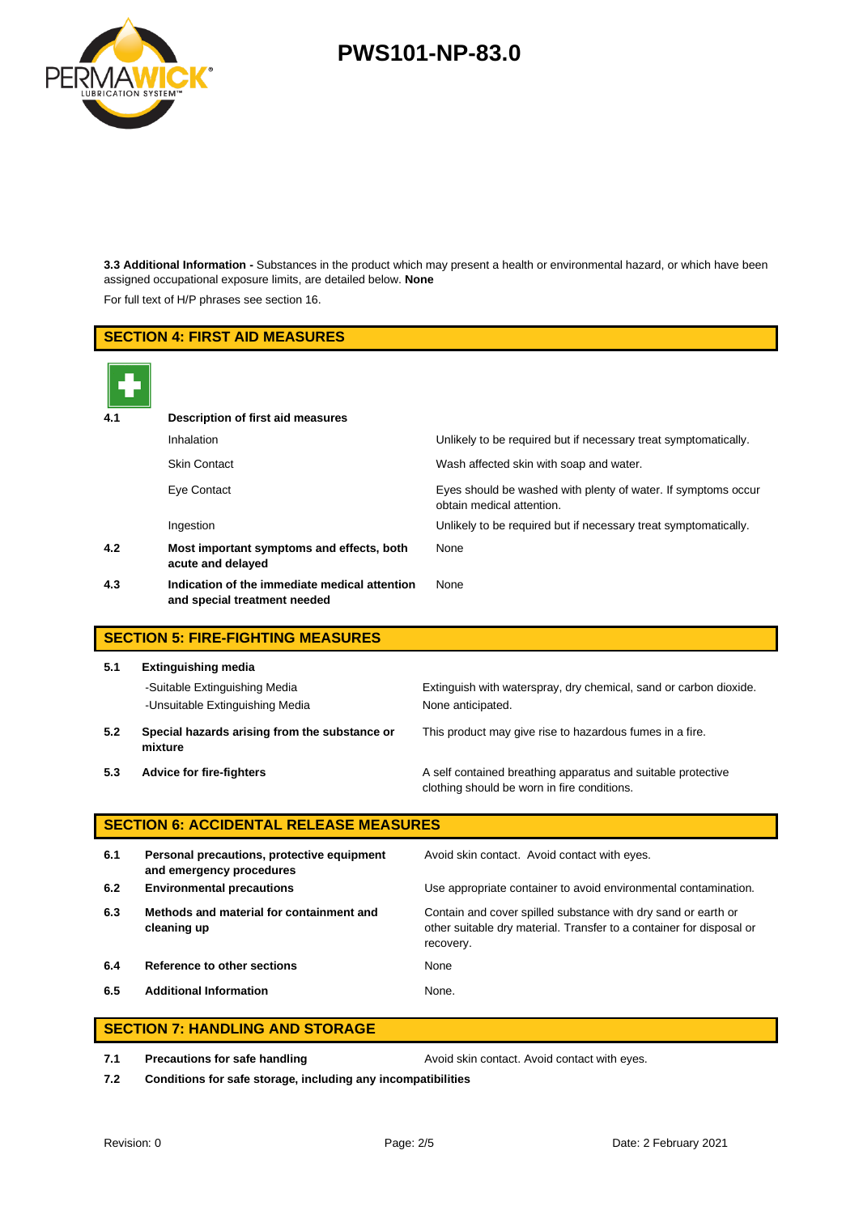**3.3 Additional Information -** Substances in the product which may present a health or environmental hazard, or which have been assigned occupational exposure limits, are detailed below. **None**

For full text of H/P phrases see section 16.

## SECTION 4: FIRST AID MEASURES

| | | |
|---|---|---|
| **4.1** | **Description of first aid measures** | |
| | Inhalation | Unlikely to be required but if necessary treat symptomatically. |
| | Skin Contact | Wash affected skin with soap and water. |
| | Eye Contact | Eyes should be washed with plenty of water. If symptoms occur obtain medical attention. |
| | Ingestion | Unlikely to be required but if necessary treat symptomatically. |
| **4.2** | **Most important symptoms and effects, both acute and delayed** | None |
| **4.3** | **Indication of the immediate medical attention and special treatment needed** | None |

## SECTION 5: FIRE-FIGHTING MEASURES

| | | |
|---|---|---|
| **5.1** | **Extinguishing media** | |
| | -Suitable Extinguishing Media | Extinguish with waterspray, dry chemical, sand or carbon dioxide. |
| | -Unsuitable Extinguishing Media | None anticipated. |
| **5.2** | **Special hazards arising from the substance or mixture** | This product may give rise to hazardous fumes in a fire. |
| **5.3** | **Advice for fire-fighters** | A self contained breathing apparatus and suitable protective clothing should be worn in fire conditions. |

## SECTION 6: ACCIDENTAL RELEASE MEASURES

| | | |
|---|---|---|
| **6.1** | **Personal precautions, protective equipment and emergency procedures** | Avoid skin contact. Avoid contact with eyes. |
| **6.2** | **Environmental precautions** | Use appropriate container to avoid environmental contamination. |
| **6.3** | **Methods and material for containment and cleaning up** | Contain and cover spilled substance with dry sand or earth or other suitable dry material. Transfer to a container for disposal or recovery. |
| **6.4** | **Reference to other sections** | None |
| **6.5** | **Additional Information** | None. |

## SECTION 7: HANDLING AND STORAGE

| | | |
|---|---|---|
| **7.1** | **Precautions for safe handling** | Avoid skin contact. Avoid contact with eyes. |
| **7.2** | **Conditions for safe storage, including any incompatibilities** | |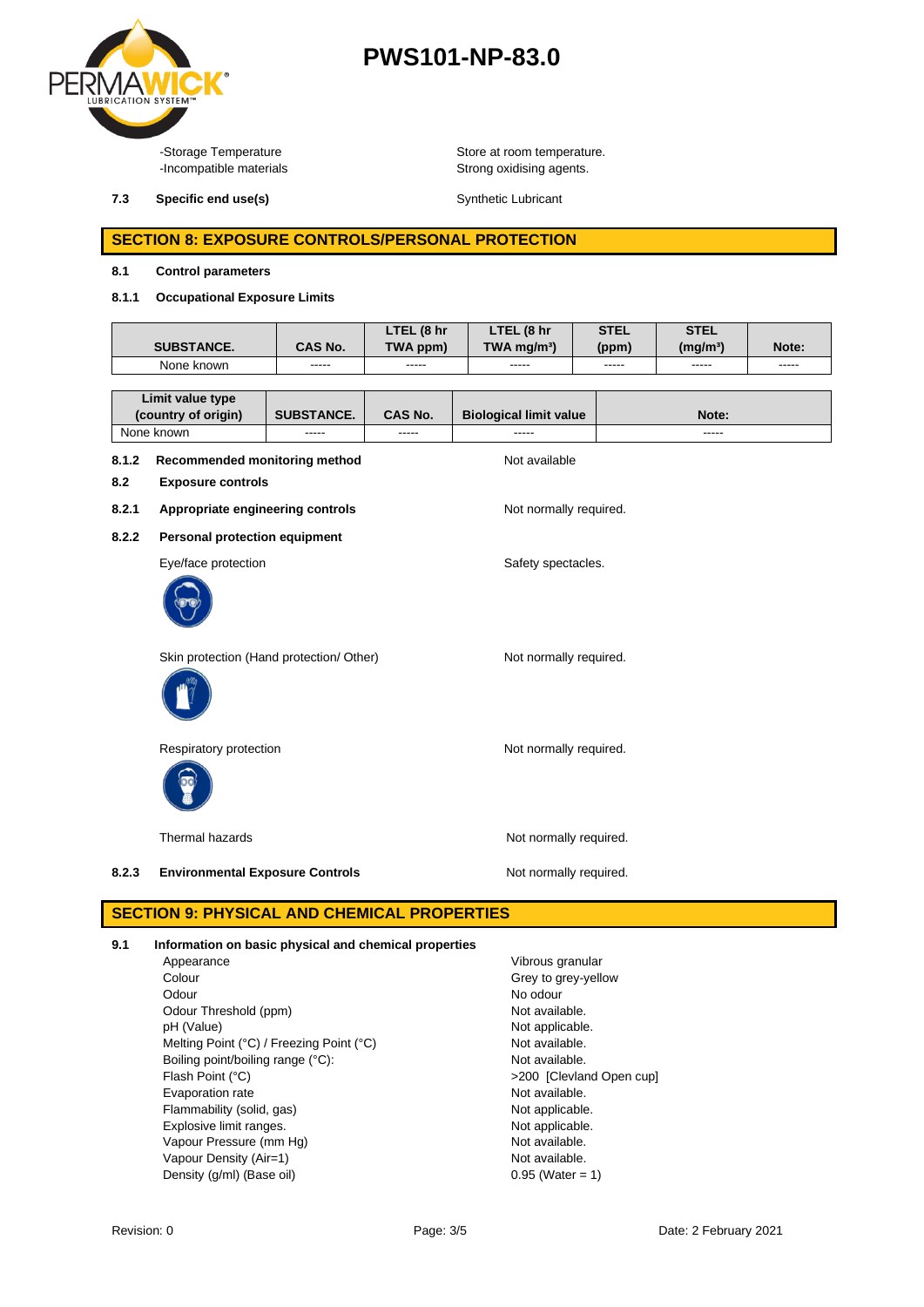-Storage Temperature | Store at room temperature.
-Incompatible materials | Strong oxidising agents.

**7.3 Specific end use(s)** Synthetic Lubricant

## SECTION 8: EXPOSURE CONTROLS/PERSONAL PROTECTION

**8.1 Control parameters**

**8.1.1 Occupational Exposure Limits**

| SUBSTANCE. | CAS No. | LTEL (8 hr TWA ppm) | LTEL (8 hr TWA mg/m³) | STEL (ppm) | STEL (mg/m³) | Note: |
|---|---|---|---|---|---|---|
| None known | ----- | ----- | ----- | ----- | ----- | ----- |

| Limit value type (country of origin) | SUBSTANCE. | CAS No. | Biological limit value | Note: |
|---|---|---|---|---|
| None known | ----- | ----- | ----- | ----- |

**8.1.2 Recommended monitoring method** Not available

**8.2 Exposure controls**

**8.2.1 Appropriate engineering controls** Not normally required.

**8.2.2 Personal protection equipment**

Eye/face protection: Safety spectacles.

Skin protection (Hand protection/ Other): Not normally required.

Respiratory protection: Not normally required.

Thermal hazards: Not normally required.

**8.2.3 Environmental Exposure Controls** Not normally required.

## SECTION 9: PHYSICAL AND CHEMICAL PROPERTIES

**9.1 Information on basic physical and chemical properties**

| | |
|---|---|
| Appearance | Vibrous granular |
| Colour | Grey to grey-yellow |
| Odour | No odour |
| Odour Threshold (ppm) | Not available. |
| pH (Value) | Not applicable. |
| Melting Point (°C) / Freezing Point (°C) | Not available. |
| Boiling point/boiling range (°C): | Not available. |
| Flash Point (°C) | >200 [Clevland Open cup] |
| Evaporation rate | Not available. |
| Flammability (solid, gas) | Not applicable. |
| Explosive limit ranges. | Not applicable. |
| Vapour Pressure (mm Hg) | Not available. |
| Vapour Density (Air=1) | Not available. |
| Density (g/ml) (Base oil) | 0.95 (Water = 1) |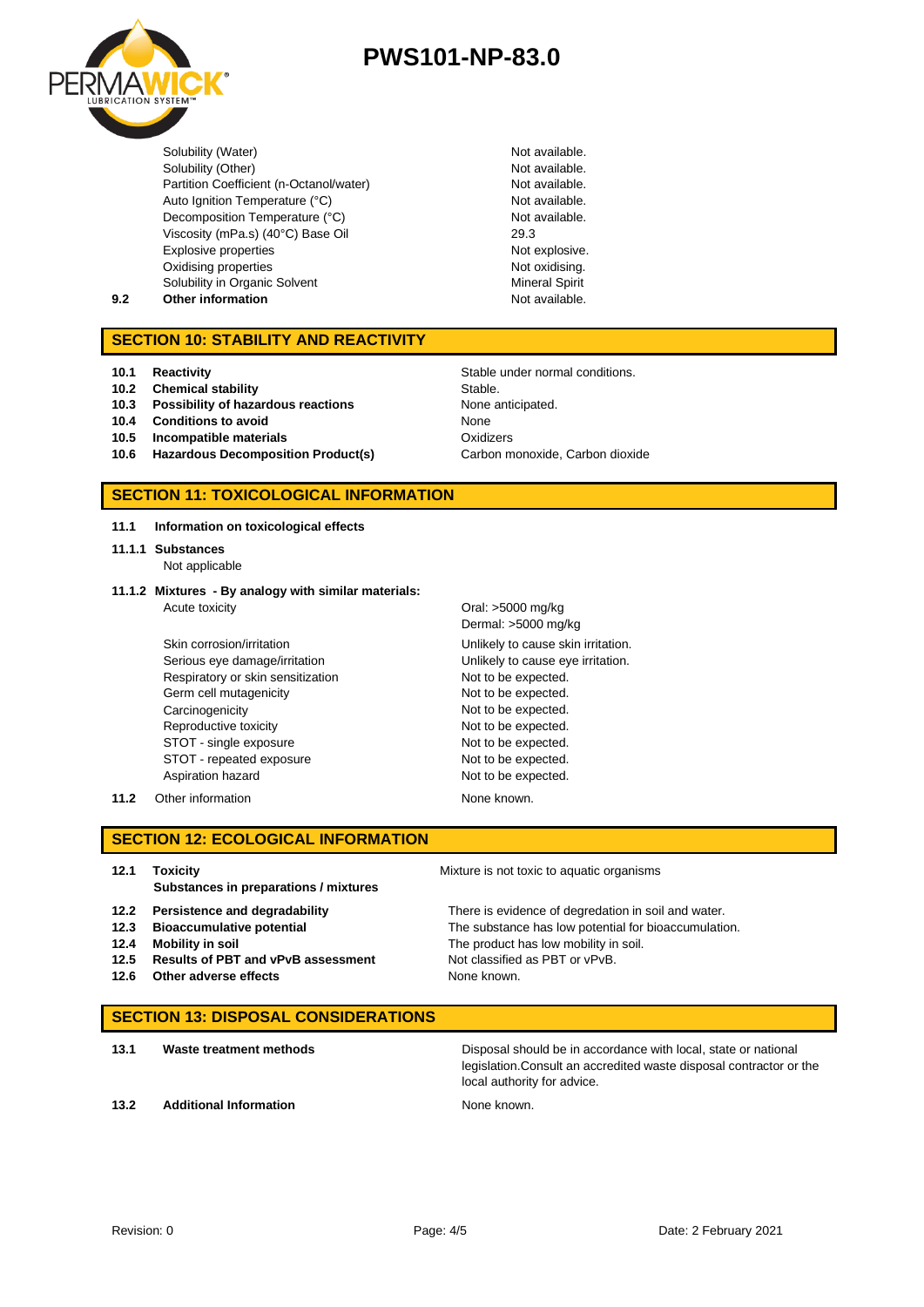| | | |
|---|---|---|
| | Solubility (Water) | Not available. |
| | Solubility (Other) | Not available. |
| | Partition Coefficient (n-Octanol/water) | Not available. |
| | Auto Ignition Temperature (°C) | Not available. |
| | Decomposition Temperature (°C) | Not available. |
| | Viscosity (mPa.s) (40°C) Base Oil | 29.3 |
| | Explosive properties | Not explosive. |
| | Oxidising properties | Not oxidising. |
| | Solubility in Organic Solvent | Mineral Spirit |
| **9.2** | **Other information** | Not available. |

## SECTION 10: STABILITY AND REACTIVITY

| | | |
|---|---|---|
| **10.1** | **Reactivity** | Stable under normal conditions. |
| **10.2** | **Chemical stability** | Stable. |
| **10.3** | **Possibility of hazardous reactions** | None anticipated. |
| **10.4** | **Conditions to avoid** | None |
| **10.5** | **Incompatible materials** | Oxidizers |
| **10.6** | **Hazardous Decomposition Product(s)** | Carbon monoxide, Carbon dioxide |

## SECTION 11: TOXICOLOGICAL INFORMATION

**11.1 Information on toxicological effects**

**11.1.1 Substances**

Not applicable

**11.1.2 Mixtures - By analogy with similar materials:**

| | |
|---|---|
| Acute toxicity | Oral: >5000 mg/kg<br>Dermal: >5000 mg/kg |
| Skin corrosion/irritation | Unlikely to cause skin irritation. |
| Serious eye damage/irritation | Unlikely to cause eye irritation. |
| Respiratory or skin sensitization | Not to be expected. |
| Germ cell mutagenicity | Not to be expected. |
| Carcinogenicity | Not to be expected. |
| Reproductive toxicity | Not to be expected. |
| STOT - single exposure | Not to be expected. |
| STOT - repeated exposure | Not to be expected. |
| Aspiration hazard | Not to be expected. |

**11.2** Other information — None known.

## SECTION 12: ECOLOGICAL INFORMATION

| | | |
|---|---|---|
| **12.1** | **Toxicity**<br>**Substances in preparations / mixtures** | Mixture is not toxic to aquatic organisms |
| **12.2** | **Persistence and degradability** | There is evidence of degradation in soil and water. |
| **12.3** | **Bioaccumulative potential** | The substance has low potential for bioaccumulation. |
| **12.4** | **Mobility in soil** | The product has low mobility in soil. |
| **12.5** | **Results of PBT and vPvB assessment** | Not classified as PBT or vPvB. |
| **12.6** | **Other adverse effects** | None known. |

## SECTION 13: DISPOSAL CONSIDERATIONS

| | | |
|---|---|---|
| **13.1** | **Waste treatment methods** | Disposal should be in accordance with local, state or national legislation.Consult an accredited waste disposal contractor or the local authority for advice. |
| **13.2** | **Additional Information** | None known. |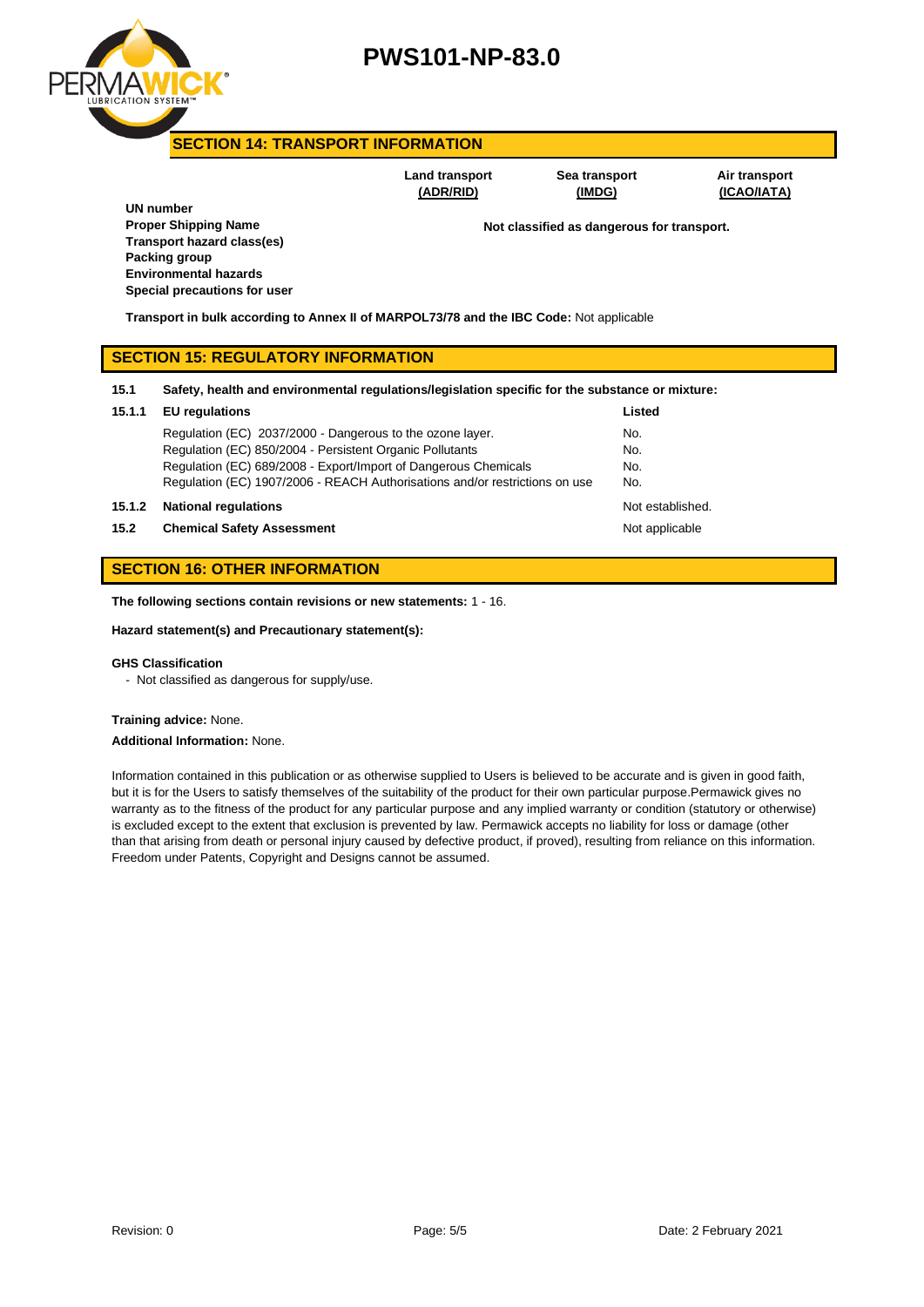## SECTION 14: TRANSPORT INFORMATION

| | Land transport (ADR/RID) | Sea transport (IMDG) | Air transport (ICAO/IATA) |
|---|---|---|---|
| **UN number** | | | |
| **Proper Shipping Name** | Not classified as dangerous for transport. | | |
| **Transport hazard class(es)** | | | |
| **Packing group** | | | |
| **Environmental hazards** | | | |
| **Special precautions for user** | | | |

**Transport in bulk according to Annex II of MARPOL73/78 and the IBC Code:** Not applicable

## SECTION 15: REGULATORY INFORMATION

**15.1 Safety, health and environmental regulations/legislation specific for the substance or mixture:**

| | **15.1.1 EU regulations** | **Listed** |
|---|---|---|
| | Regulation (EC) 2037/2000 - Dangerous to the ozone layer. | No. |
| | Regulation (EC) 850/2004 - Persistent Organic Pollutants | No. |
| | Regulation (EC) 689/2008 - Export/Import of Dangerous Chemicals | No. |
| | Regulation (EC) 1907/2006 - REACH Authorisations and/or restrictions on use | No. |
| **15.1.2** | **National regulations** | Not established. |
| **15.2** | **Chemical Safety Assessment** | Not applicable |

## SECTION 16: OTHER INFORMATION

**The following sections contain revisions or new statements:** 1 - 16.

**Hazard statement(s) and Precautionary statement(s):**

**GHS Classification**

- Not classified as dangerous for supply/use.

**Training advice:** None.

**Additional Information:** None.

Information contained in this publication or as otherwise supplied to Users is believed to be accurate and is given in good faith, but it is for the Users to satisfy themselves of the suitability of the product for their own particular purpose.Permawick gives no warranty as to the fitness of the product for any particular purpose and any implied warranty or condition (statutory or otherwise) is excluded except to the extent that exclusion is prevented by law. Permawick accepts no liability for loss or damage (other than that arising from death or personal injury caused by defective product, if proved), resulting from reliance on this information. Freedom under Patents, Copyright and Designs cannot be assumed.